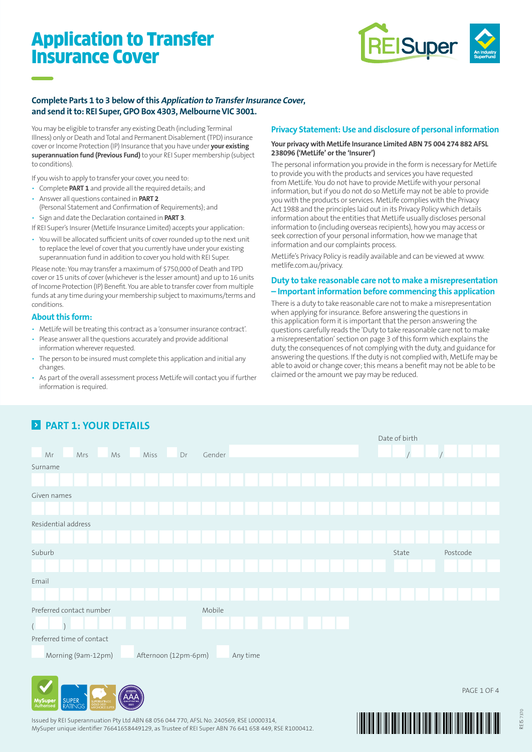# Application to Transfer Insurance Cover

**Complete Parts 1 to 3 below of this *Application to Transfer Insurance Cover*, and send it to: REI Super, GPO Box 4303, Melbourne VIC 3001.**

You may be eligible to transfer any existing Death (including Terminal Illness) only or Death and Total and Permanent Disablement (TPD) insurance cover or Income Protection (IP) Insurance that you have under **your existing superannuation fund (Previous Fund)** to your REI Super membership (subject to conditions).

If you wish to apply to transfer your cover, you need to:

- Complete **PART 1** and provide all the required details; and
- Answer all questions contained in **PART 2** (Personal Statement and Confirmation of Requirements); and
- Sign and date the Declaration contained in **PART 3**.

If REI Super's Insurer (MetLife Insurance Limited) accepts your application:

- You will be allocated sufficient units of cover rounded up to the next unit to replace the level of cover that you currently have under your existing superannuation fund in addition to cover you hold with REI Super.

Please note: You may transfer a maximum of $750,000 of Death and TPD cover or 15 units of cover (whichever is the lesser amount) and up to 16 units of Income Protection (IP) Benefit. You are able to transfer cover from multiple funds at any time during your membership subject to maximums/terms and conditions.

### About this form:

- MetLife will be treating this contract as a 'consumer insurance contract'.
- Please answer all the questions accurately and provide additional information wherever requested.
- The person to be insured must complete this application and initial any changes.
- As part of the overall assessment process MetLife will contact you if further information is required.

### Privacy Statement: Use and disclosure of personal information

**Your privacy with MetLife Insurance Limited ABN 75 004 274 882 AFSL 238096 ('MetLife' or the 'Insurer')**

The personal information you provide in the form is necessary for MetLife to provide you with the products and services you have requested from MetLife. You do not have to provide MetLife with your personal information, but if you do not do so MetLife may not be able to provide you with the products or services. MetLife complies with the Privacy Act 1988 and the principles laid out in its Privacy Policy which details information about the entities that MetLife usually discloses personal information to (including overseas recipients), how you may access or seek correction of your personal information, how we manage that information and our complaints process.

MetLife's Privacy Policy is readily available and can be viewed at www.metlife.com.au/privacy.

### Duty to take reasonable care not to make a misrepresentation – Important information before commencing this application

There is a duty to take reasonable care not to make a misrepresentation when applying for insurance. Before answering the questions in this application form it is important that the person answering the questions carefully reads the 'Duty to take reasonable care not to make a misrepresentation' section on page 3 of this form which explains the duty, the consequences of not complying with the duty, and guidance for answering the questions. If the duty is not complied with, MetLife may be able to avoid or change cover; this means a benefit may not be able to be claimed or the amount we pay may be reduced.

## PART 1: YOUR DETAILS

☐ Mr ☐ Mrs ☐ Ms ☐ Miss ☐ Dr  Gender ______  Date of birth __ / __ / ____

Surname

Given names

Residential address

Suburb  State  Postcode

Email

Preferred contact number ( )  Mobile

Preferred time of contact

☐ Morning (9am-12pm) ☐ Afternoon (12pm-6pm) ☐ Any time

Issued by REI Superannuation Pty Ltd ABN 68 056 044 770, AFSL No. 240569, RSE L0000314, MySuper unique identifier 76641658449129, as Trustee of REI Super ABN 76 641 658 449, RSE R1000412.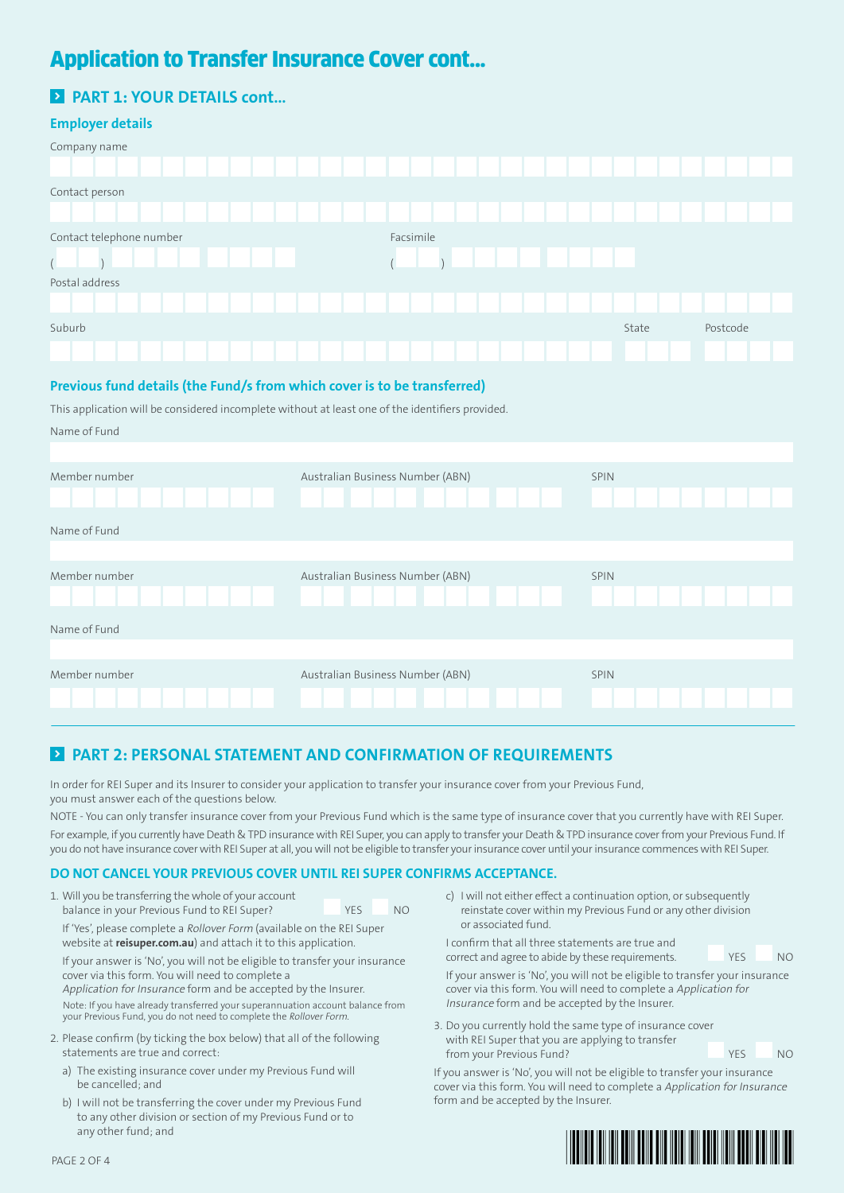# Application to Transfer Insurance Cover cont...

## PART 1: YOUR DETAILS cont...

### Employer details

Company name

Contact person

Contact telephone number ( )

Facsimile ( )

Postal address

Suburb

State

Postcode

### Previous fund details (the Fund/s from which cover is to be transferred)

This application will be considered incomplete without at least one of the identifiers provided.

Name of Fund

Member number

Australian Business Number (ABN)

SPIN

Name of Fund

Member number

Australian Business Number (ABN)

SPIN

Name of Fund

Member number

Australian Business Number (ABN)

SPIN

## PART 2: PERSONAL STATEMENT AND CONFIRMATION OF REQUIREMENTS

In order for REI Super and its Insurer to consider your application to transfer your insurance cover from your Previous Fund, you must answer each of the questions below.

NOTE - You can only transfer insurance cover from your Previous Fund which is the same type of insurance cover that you currently have with REI Super. For example, if you currently have Death & TPD insurance with REI Super, you can apply to transfer your Death & TPD insurance cover from your Previous Fund. If you do not have insurance cover with REI Super at all, you will not be eligible to transfer your insurance cover until your insurance commences with REI Super.

### DO NOT CANCEL YOUR PREVIOUS COVER UNTIL REI SUPER CONFIRMS ACCEPTANCE.

1. Will you be transferring the whole of your account balance in your Previous Fund to REI Super? YES NO

   If 'Yes', please complete a *Rollover Form* (available on the REI Super website at **reisuper.com.au**) and attach it to this application.

   If your answer is 'No', you will not be eligible to transfer your insurance cover via this form. You will need to complete a *Application for Insurance* form and be accepted by the Insurer.

   Note: If you have already transferred your superannuation account balance from your Previous Fund, you do not need to complete the *Rollover Form*.

2. Please confirm (by ticking the box below) that all of the following statements are true and correct:

   a) The existing insurance cover under my Previous Fund will be cancelled; and

   b) I will not be transferring the cover under my Previous Fund to any other division or section of my Previous Fund or to any other fund; and

   c) I will not either effect a continuation option, or subsequently reinstate cover within my Previous Fund or any other division or associated fund.

   I confirm that all three statements are true and correct and agree to abide by these requirements. YES NO

   If your answer is 'No', you will not be eligible to transfer your insurance cover via this form. You will need to complete a *Application for Insurance* form and be accepted by the Insurer.

3. Do you currently hold the same type of insurance cover with REI Super that you are applying to transfer from your Previous Fund? YES NO

If you answer is 'No', you will not be eligible to transfer your insurance cover via this form. You will need to complete a *Application for Insurance* form and be accepted by the Insurer.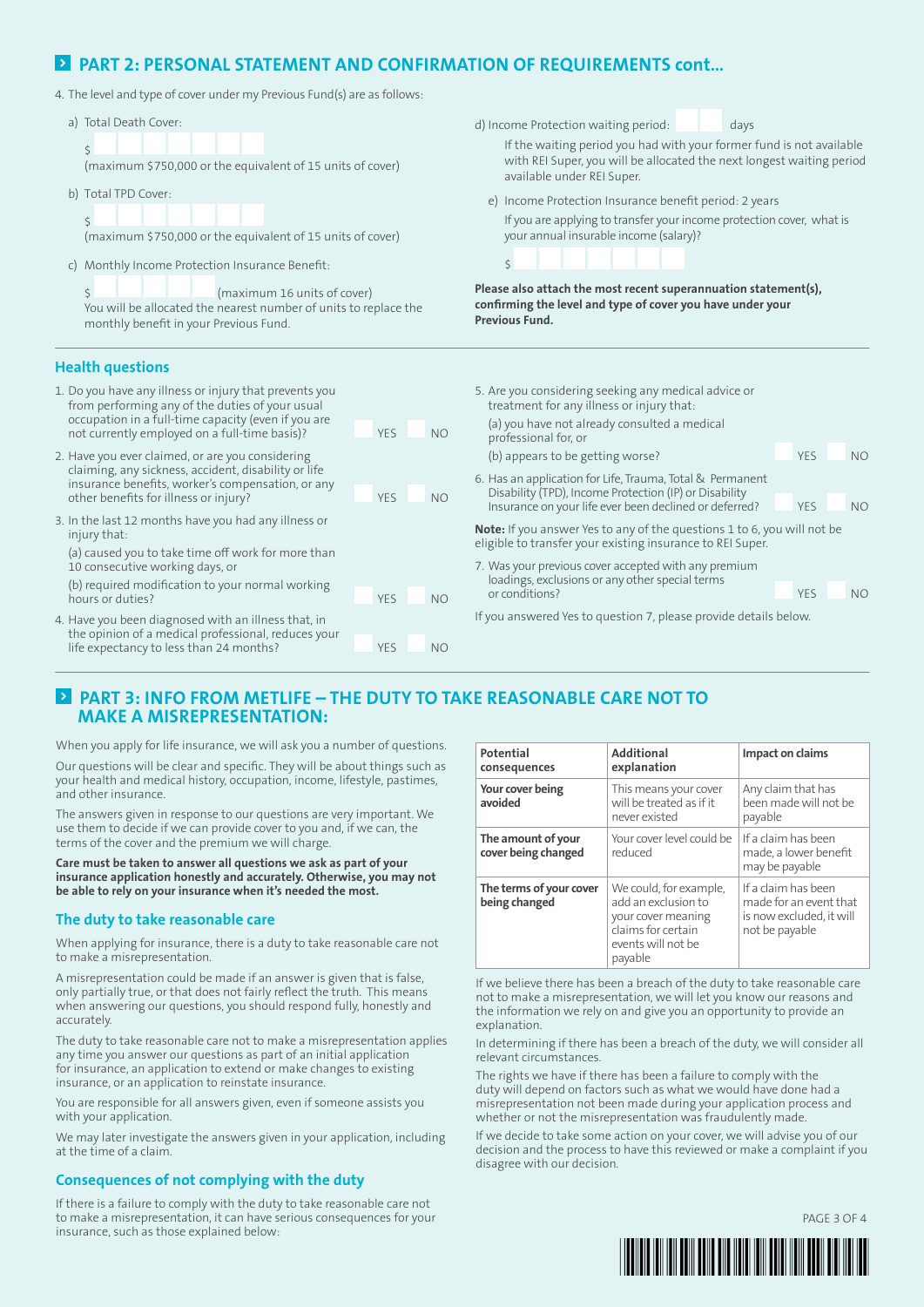## PART 2: PERSONAL STATEMENT AND CONFIRMATION OF REQUIREMENTS cont...

4. The level and type of cover under my Previous Fund(s) are as follows:

a) Total Death Cover:

$

(maximum $750,000 or the equivalent of 15 units of cover)

b) Total TPD Cover:

$

(maximum $750,000 or the equivalent of 15 units of cover)

c) Monthly Income Protection Insurance Benefit:

$ (maximum 16 units of cover)

You will be allocated the nearest number of units to replace the monthly benefit in your Previous Fund.

d) Income Protection waiting period: days

If the waiting period you had with your former fund is not available with REI Super, you will be allocated the next longest waiting period available under REI Super.

e) Income Protection Insurance benefit period: 2 years

If you are applying to transfer your income protection cover, what is your annual insurable income (salary)?

$

**Please also attach the most recent superannuation statement(s), confirming the level and type of cover you have under your Previous Fund.**

### Health questions

1. Do you have any illness or injury that prevents you from performing any of the duties of your usual occupation in a full-time capacity (even if you are not currently employed on a full-time basis)? YES NO

2. Have you ever claimed, or are you considering claiming, any sickness, accident, disability or life insurance benefits, worker's compensation, or any other benefits for illness or injury? YES NO

3. In the last 12 months have you had any illness or injury that:

   (a) caused you to take time off work for more than 10 consecutive working days, or

   (b) required modification to your normal working hours or duties? YES NO

4. Have you been diagnosed with an illness that, in the opinion of a medical professional, reduces your life expectancy to less than 24 months? YES NO

5. Are you considering seeking any medical advice or treatment for any illness or injury that:

   (a) you have not already consulted a medical professional for, or

   (b) appears to be getting worse? YES NO

6. Has an application for Life, Trauma, Total & Permanent Disability (TPD), Income Protection (IP) or Disability Insurance on your life ever been declined or deferred? YES NO

**Note:** If you answer Yes to any of the questions 1 to 6, you will not be eligible to transfer your existing insurance to REI Super.

7. Was your previous cover accepted with any premium loadings, exclusions or any other special terms or conditions? YES NO

If you answered Yes to question 7, please provide details below.

## PART 3: INFO FROM METLIFE – THE DUTY TO TAKE REASONABLE CARE NOT TO MAKE A MISREPRESENTATION:

When you apply for life insurance, we will ask you a number of questions.

Our questions will be clear and specific. They will be about things such as your health and medical history, occupation, income, lifestyle, pastimes, and other insurance.

The answers given in response to our questions are very important. We use them to decide if we can provide cover to you and, if we can, the terms of the cover and the premium we will charge.

**Care must be taken to answer all questions we ask as part of your insurance application honestly and accurately. Otherwise, you may not be able to rely on your insurance when it's needed the most.**

### The duty to take reasonable care

When applying for insurance, there is a duty to take reasonable care not to make a misrepresentation.

A misrepresentation could be made if an answer is given that is false, only partially true, or that does not fairly reflect the truth. This means when answering our questions, you should respond fully, honestly and accurately.

The duty to take reasonable care not to make a misrepresentation applies any time you answer our questions as part of an initial application for insurance, an application to extend or make changes to existing insurance, or an application to reinstate insurance.

You are responsible for all answers given, even if someone assists you with your application.

We may later investigate the answers given in your application, including at the time of a claim.

### Consequences of not complying with the duty

If there is a failure to comply with the duty to take reasonable care not to make a misrepresentation, it can have serious consequences for your insurance, such as those explained below:

| Potential consequences | Additional explanation | Impact on claims |
|---|---|---|
| **Your cover being avoided** | This means your cover will be treated as if it never existed | Any claim that has been made will not be payable |
| **The amount of your cover being changed** | Your cover level could be reduced | If a claim has been made, a lower benefit may be payable |
| **The terms of your cover being changed** | We could, for example, add an exclusion to your cover meaning claims for certain events will not be payable | If a claim has been made for an event that is now excluded, it will not be payable |

If we believe there has been a breach of the duty to take reasonable care not to make a misrepresentation, we will let you know our reasons and the information we rely on and give you an opportunity to provide an explanation.

In determining if there has been a breach of the duty, we will consider all relevant circumstances.

The rights we have if there has been a failure to comply with the duty will depend on factors such as what we would have done had a misrepresentation not been made during your application process and whether or not the misrepresentation was fraudulently made.

If we decide to take some action on your cover, we will advise you of our decision and the process to have this reviewed or make a complaint if you disagree with our decision.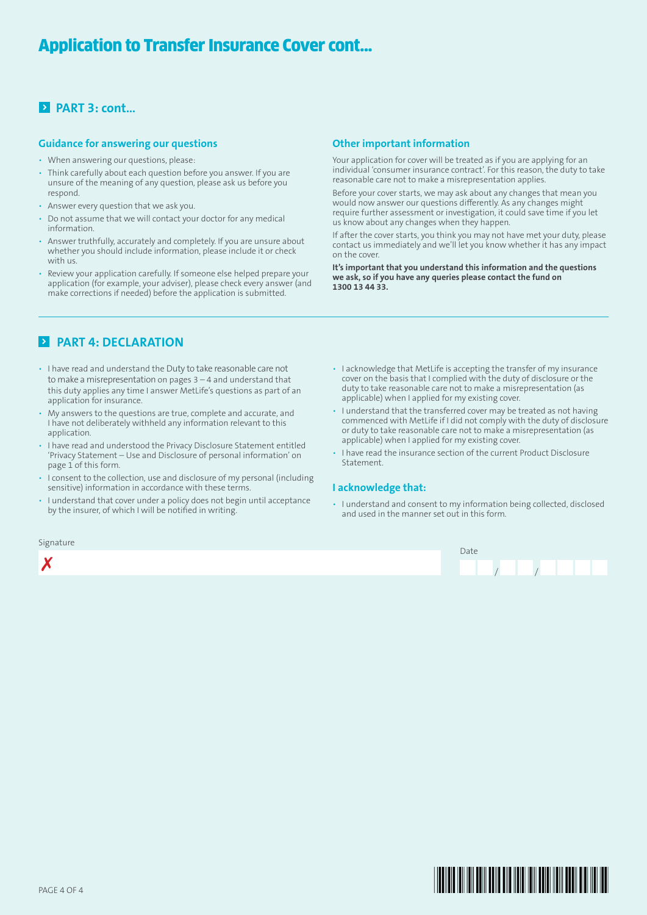# Application to Transfer Insurance Cover cont...

## PART 3: cont...

### Guidance for answering our questions

- When answering our questions, please:
- Think carefully about each question before you answer. If you are unsure of the meaning of any question, please ask us before you respond.
- Answer every question that we ask you.
- Do not assume that we will contact your doctor for any medical information.
- Answer truthfully, accurately and completely. If you are unsure about whether you should include information, please include it or check with us.
- Review your application carefully. If someone else helped prepare your application (for example, your adviser), please check every answer (and make corrections if needed) before the application is submitted.

### Other important information

Your application for cover will be treated as if you are applying for an individual 'consumer insurance contract'. For this reason, the duty to take reasonable care not to make a misrepresentation applies.

Before your cover starts, we may ask about any changes that mean you would now answer our questions differently. As any changes might require further assessment or investigation, it could save time if you let us know about any changes when they happen.

If after the cover starts, you think you may not have met your duty, please contact us immediately and we'll let you know whether it has any impact on the cover.

**It's important that you understand this information and the questions we ask, so if you have any queries please contact the fund on 1300 13 44 33.**

## PART 4: DECLARATION

- I have read and understand the Duty to take reasonable care not to make a misrepresentation on pages 3 – 4 and understand that this duty applies any time I answer MetLife's questions as part of an application for insurance.
- My answers to the questions are true, complete and accurate, and I have not deliberately withheld any information relevant to this application.
- I have read and understood the Privacy Disclosure Statement entitled 'Privacy Statement – Use and Disclosure of personal information' on page 1 of this form.
- I consent to the collection, use and disclosure of my personal (including sensitive) information in accordance with these terms.
- I understand that cover under a policy does not begin until acceptance by the insurer, of which I will be notified in writing.
- I acknowledge that MetLife is accepting the transfer of my insurance cover on the basis that I complied with the duty of disclosure or the duty to take reasonable care not to make a misrepresentation (as applicable) when I applied for my existing cover.
- I understand that the transferred cover may be treated as not having commenced with MetLife if I did not comply with the duty of disclosure or duty to take reasonable care not to make a misrepresentation (as applicable) when I applied for my existing cover.
- I have read the insurance section of the current Product Disclosure Statement.

### I acknowledge that:

- I understand and consent to my information being collected, disclosed and used in the manner set out in this form.

Signature

✗

Date

&nbsp;&nbsp;&nbsp;&nbsp;/&nbsp;&nbsp;&nbsp;&nbsp;/